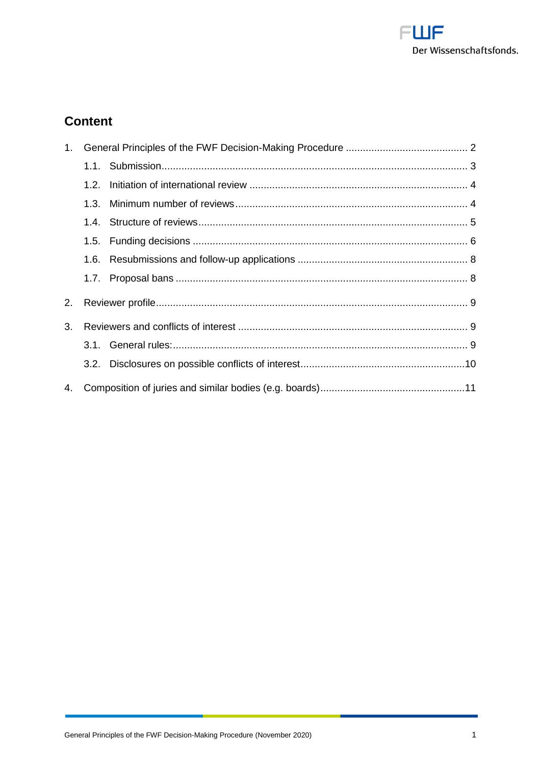## Content

1. General Principles of the FWF Decision-Making Procedure .......... 2
   - 1.1. Submission .......... 3
   - 1.2. Initiation of international review .......... 4
   - 1.3. Minimum number of reviews .......... 4
   - 1.4. Structure of reviews .......... 5
   - 1.5. Funding decisions .......... 6
   - 1.6. Resubmissions and follow-up applications .......... 8
   - 1.7. Proposal bans .......... 8
2. Reviewer profile .......... 9
3. Reviewers and conflicts of interest .......... 9
   - 3.1. General rules: .......... 9
   - 3.2. Disclosures on possible conflicts of interest .......... 10
4. Composition of juries and similar bodies (e.g. boards) .......... 11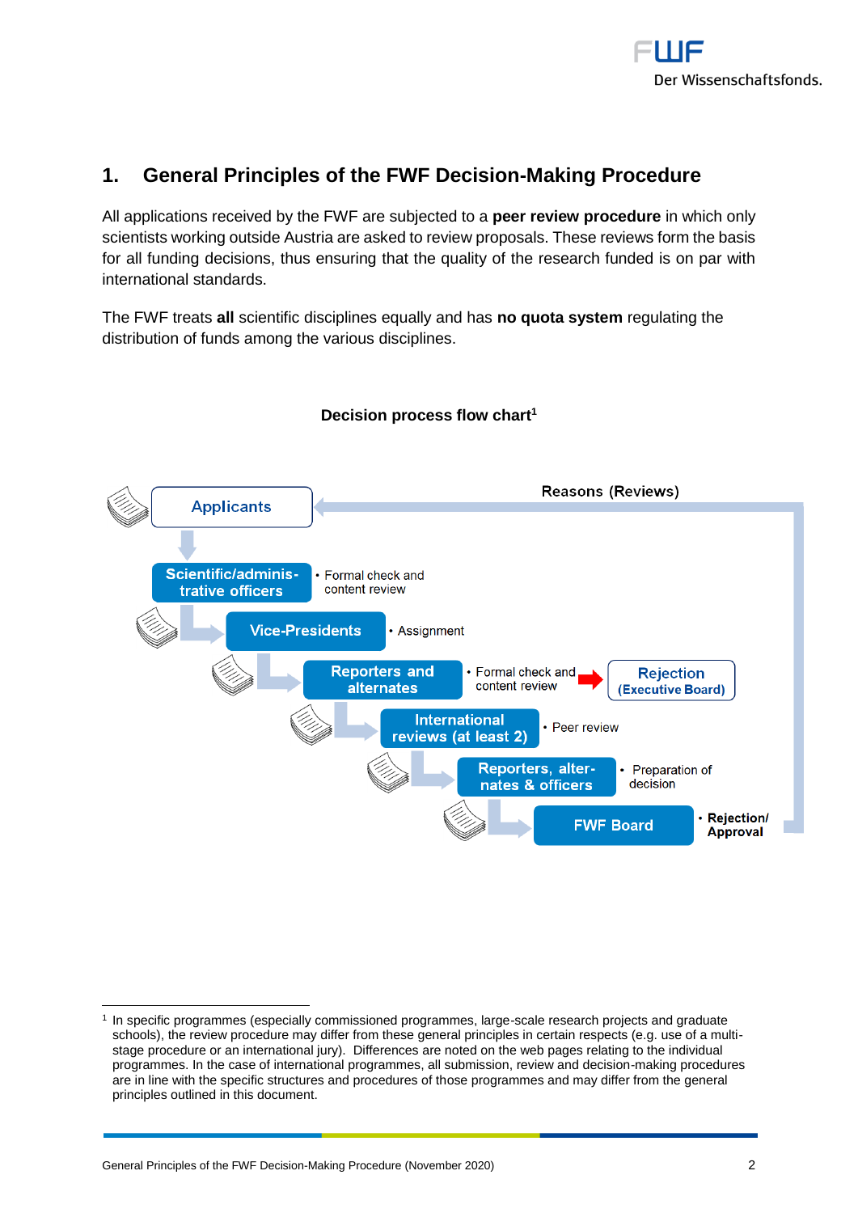## 1. General Principles of the FWF Decision-Making Procedure

All applications received by the FWF are subjected to a **peer review procedure** in which only scientists working outside Austria are asked to review proposals. These reviews form the basis for all funding decisions, thus ensuring that the quality of the research funded is on par with international standards.

The FWF treats **all** scientific disciplines equally and has **no quota system** regulating the distribution of funds among the various disciplines.

**Decision process flow chart[1]**

- Applicants
- Scientific/administrative officers — Formal check and content review
- Vice-Presidents — Assignment
- Reporters and alternates — Formal check and content review → Rejection (Executive Board)
- International reviews (at least 2) — Peer review
- Reporters, alternates & officers — Preparation of decision
- FWF Board — **Rejection/ Approval**
- Reasons (Reviews) → Applicants

[1] In specific programmes (especially commissioned programmes, large-scale research projects and graduate schools), the review procedure may differ from these general principles in certain respects (e.g. use of a multi-stage procedure or an international jury). Differences are noted on the web pages relating to the individual programmes. In the case of international programmes, all submission, review and decision-making procedures are in line with the specific structures and procedures of those programmes and may differ from the general principles outlined in this document.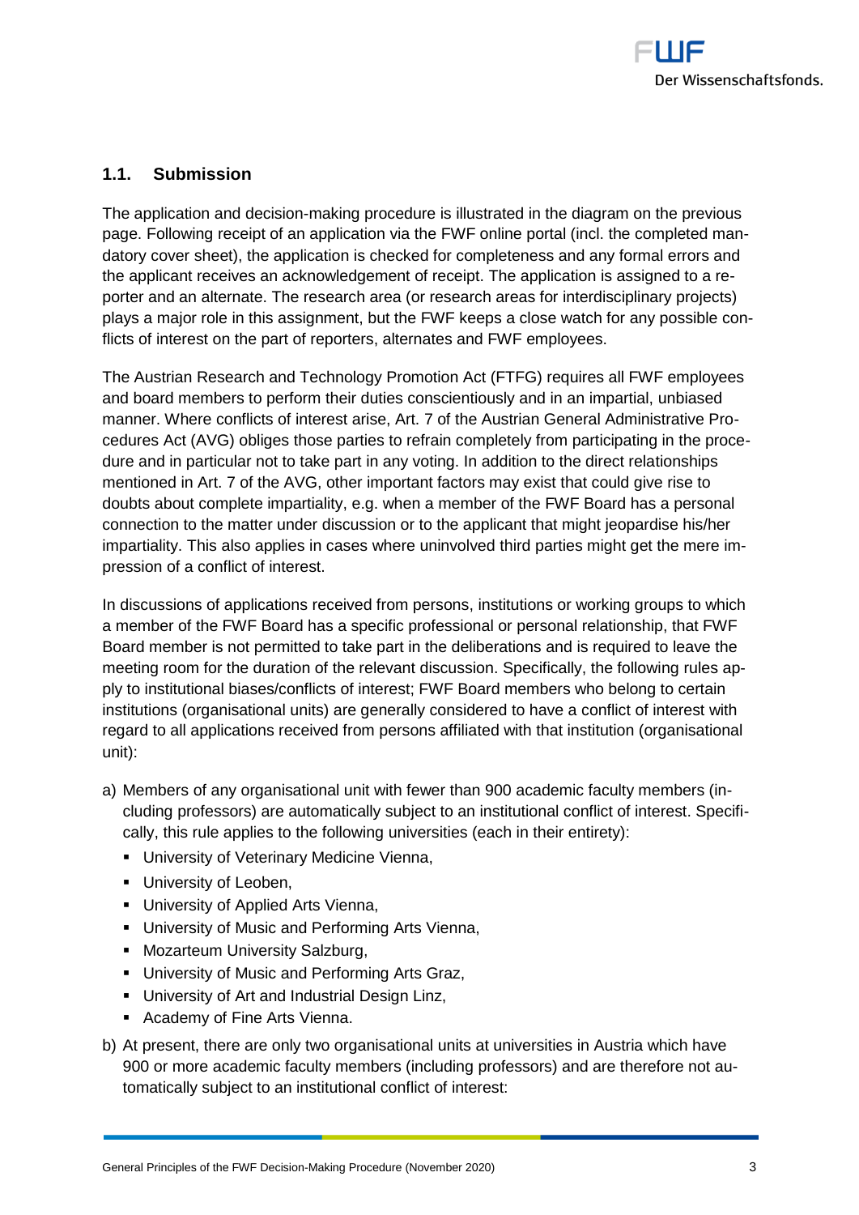## 1.1. Submission

The application and decision-making procedure is illustrated in the diagram on the previous page. Following receipt of an application via the FWF online portal (incl. the completed mandatory cover sheet), the application is checked for completeness and any formal errors and the applicant receives an acknowledgement of receipt. The application is assigned to a reporter and an alternate. The research area (or research areas for interdisciplinary projects) plays a major role in this assignment, but the FWF keeps a close watch for any possible conflicts of interest on the part of reporters, alternates and FWF employees.

The Austrian Research and Technology Promotion Act (FTFG) requires all FWF employees and board members to perform their duties conscientiously and in an impartial, unbiased manner. Where conflicts of interest arise, Art. 7 of the Austrian General Administrative Procedures Act (AVG) obliges those parties to refrain completely from participating in the procedure and in particular not to take part in any voting. In addition to the direct relationships mentioned in Art. 7 of the AVG, other important factors may exist that could give rise to doubts about complete impartiality, e.g. when a member of the FWF Board has a personal connection to the matter under discussion or to the applicant that might jeopardise his/her impartiality. This also applies in cases where uninvolved third parties might get the mere impression of a conflict of interest.

In discussions of applications received from persons, institutions or working groups to which a member of the FWF Board has a specific professional or personal relationship, that FWF Board member is not permitted to take part in the deliberations and is required to leave the meeting room for the duration of the relevant discussion. Specifically, the following rules apply to institutional biases/conflicts of interest; FWF Board members who belong to certain institutions (organisational units) are generally considered to have a conflict of interest with regard to all applications received from persons affiliated with that institution (organisational unit):

a) Members of any organisational unit with fewer than 900 academic faculty members (including professors) are automatically subject to an institutional conflict of interest. Specifically, this rule applies to the following universities (each in their entirety):
   - University of Veterinary Medicine Vienna,
   - University of Leoben,
   - University of Applied Arts Vienna,
   - University of Music and Performing Arts Vienna,
   - Mozarteum University Salzburg,
   - University of Music and Performing Arts Graz,
   - University of Art and Industrial Design Linz,
   - Academy of Fine Arts Vienna.

b) At present, there are only two organisational units at universities in Austria which have 900 or more academic faculty members (including professors) and are therefore not automatically subject to an institutional conflict of interest: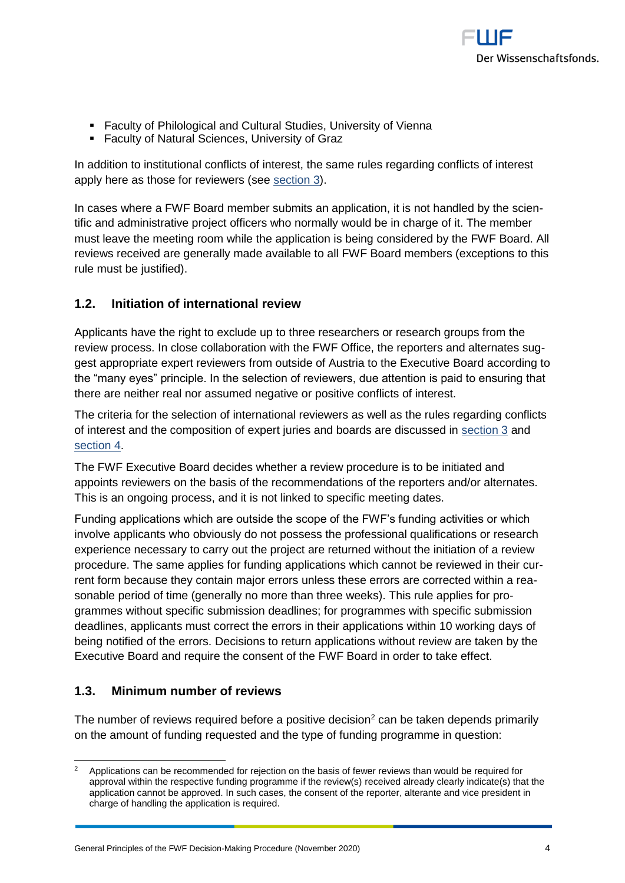- Faculty of Philological and Cultural Studies, University of Vienna
- Faculty of Natural Sciences, University of Graz

In addition to institutional conflicts of interest, the same rules regarding conflicts of interest apply here as those for reviewers (see section 3).

In cases where a FWF Board member submits an application, it is not handled by the scientific and administrative project officers who normally would be in charge of it. The member must leave the meeting room while the application is being considered by the FWF Board. All reviews received are generally made available to all FWF Board members (exceptions to this rule must be justified).

## 1.2. Initiation of international review

Applicants have the right to exclude up to three researchers or research groups from the review process. In close collaboration with the FWF Office, the reporters and alternates suggest appropriate expert reviewers from outside of Austria to the Executive Board according to the "many eyes" principle. In the selection of reviewers, due attention is paid to ensuring that there are neither real nor assumed negative or positive conflicts of interest.

The criteria for the selection of international reviewers as well as the rules regarding conflicts of interest and the composition of expert juries and boards are discussed in section 3 and section 4.

The FWF Executive Board decides whether a review procedure is to be initiated and appoints reviewers on the basis of the recommendations of the reporters and/or alternates. This is an ongoing process, and it is not linked to specific meeting dates.

Funding applications which are outside the scope of the FWF's funding activities or which involve applicants who obviously do not possess the professional qualifications or research experience necessary to carry out the project are returned without the initiation of a review procedure. The same applies for funding applications which cannot be reviewed in their current form because they contain major errors unless these errors are corrected within a reasonable period of time (generally no more than three weeks). This rule applies for programmes without specific submission deadlines; for programmes with specific submission deadlines, applicants must correct the errors in their applications within 10 working days of being notified of the errors. Decisions to return applications without review are taken by the Executive Board and require the consent of the FWF Board in order to take effect.

## 1.3. Minimum number of reviews

The number of reviews required before a positive decision[2] can be taken depends primarily on the amount of funding requested and the type of funding programme in question:

[2] Applications can be recommended for rejection on the basis of fewer reviews than would be required for approval within the respective funding programme if the review(s) received already clearly indicate(s) that the application cannot be approved. In such cases, the consent of the reporter, alterante and vice president in charge of handling the application is required.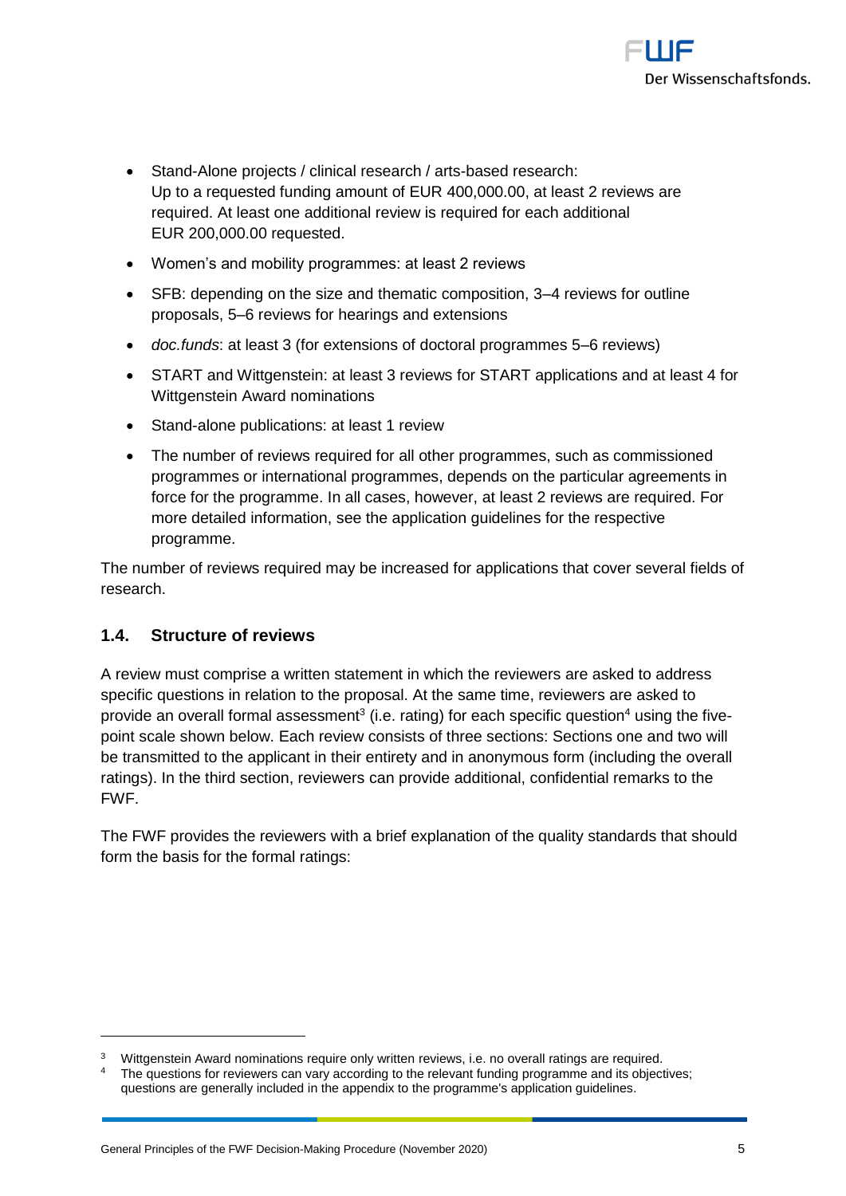- Stand-Alone projects / clinical research / arts-based research: Up to a requested funding amount of EUR 400,000.00, at least 2 reviews are required. At least one additional review is required for each additional EUR 200,000.00 requested.
- Women's and mobility programmes: at least 2 reviews
- SFB: depending on the size and thematic composition, 3–4 reviews for outline proposals, 5–6 reviews for hearings and extensions
- *doc.funds*: at least 3 (for extensions of doctoral programmes 5–6 reviews)
- START and Wittgenstein: at least 3 reviews for START applications and at least 4 for Wittgenstein Award nominations
- Stand-alone publications: at least 1 review
- The number of reviews required for all other programmes, such as commissioned programmes or international programmes, depends on the particular agreements in force for the programme. In all cases, however, at least 2 reviews are required. For more detailed information, see the application guidelines for the respective programme.

The number of reviews required may be increased for applications that cover several fields of research.

### 1.4. Structure of reviews

A review must comprise a written statement in which the reviewers are asked to address specific questions in relation to the proposal. At the same time, reviewers are asked to provide an overall formal assessment[3] (i.e. rating) for each specific question[4] using the five-point scale shown below. Each review consists of three sections: Sections one and two will be transmitted to the applicant in their entirety and in anonymous form (including the overall ratings). In the third section, reviewers can provide additional, confidential remarks to the FWF.

The FWF provides the reviewers with a brief explanation of the quality standards that should form the basis for the formal ratings:

---

[3] Wittgenstein Award nominations require only written reviews, i.e. no overall ratings are required.

[4] The questions for reviewers can vary according to the relevant funding programme and its objectives; questions are generally included in the appendix to the programme's application guidelines.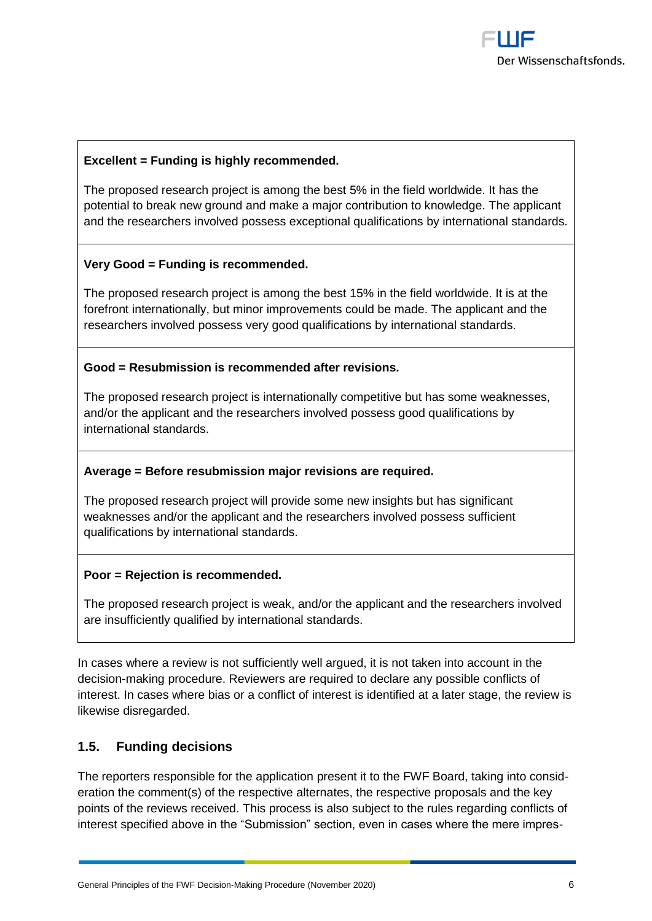| **Excellent = Funding is highly recommended.**<br><br>The proposed research project is among the best 5% in the field worldwide. It has the potential to break new ground and make a major contribution to knowledge. The applicant and the researchers involved possess exceptional qualifications by international standards. |
|---|
| **Very Good = Funding is recommended.**<br><br>The proposed research project is among the best 15% in the field worldwide. It is at the forefront internationally, but minor improvements could be made. The applicant and the researchers involved possess very good qualifications by international standards. |
| **Good = Resubmission is recommended after revisions.**<br><br>The proposed research project is internationally competitive but has some weaknesses, and/or the applicant and the researchers involved possess good qualifications by international standards. |
| **Average = Before resubmission major revisions are required.**<br><br>The proposed research project will provide some new insights but has significant weaknesses and/or the applicant and the researchers involved possess sufficient qualifications by international standards. |
| **Poor = Rejection is recommended.**<br><br>The proposed research project is weak, and/or the applicant and the researchers involved are insufficiently qualified by international standards. |

In cases where a review is not sufficiently well argued, it is not taken into account in the decision-making procedure. Reviewers are required to declare any possible conflicts of interest. In cases where bias or a conflict of interest is identified at a later stage, the review is likewise disregarded.

## 1.5. Funding decisions

The reporters responsible for the application present it to the FWF Board, taking into consideration the comment(s) of the respective alternates, the respective proposals and the key points of the reviews received. This process is also subject to the rules regarding conflicts of interest specified above in the "Submission" section, even in cases where the mere impres-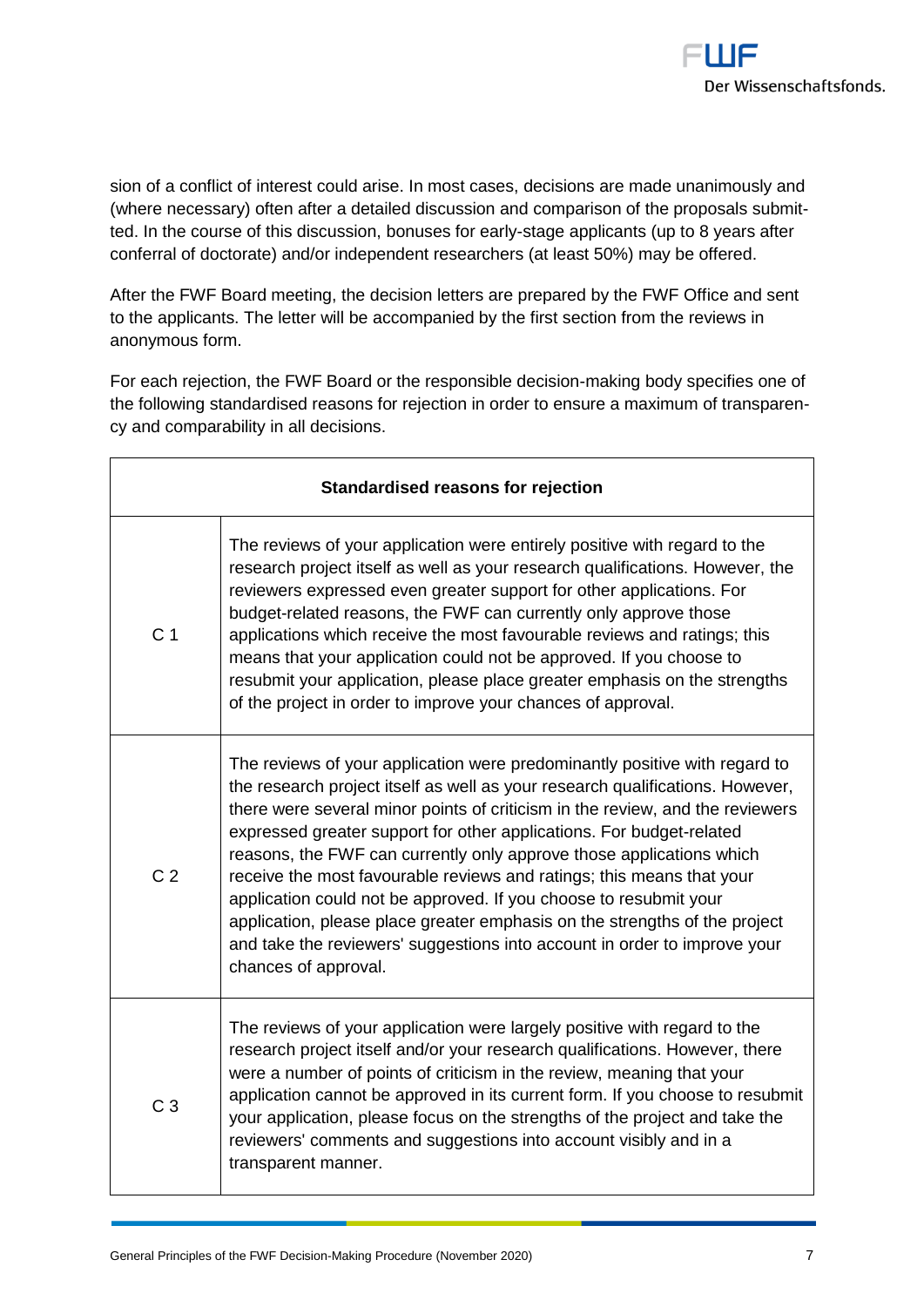sion of a conflict of interest could arise. In most cases, decisions are made unanimously and (where necessary) often after a detailed discussion and comparison of the proposals submitted. In the course of this discussion, bonuses for early-stage applicants (up to 8 years after conferral of doctorate) and/or independent researchers (at least 50%) may be offered.

After the FWF Board meeting, the decision letters are prepared by the FWF Office and sent to the applicants. The letter will be accompanied by the first section from the reviews in anonymous form.

For each rejection, the FWF Board or the responsible decision-making body specifies one of the following standardised reasons for rejection in order to ensure a maximum of transparency and comparability in all decisions.

| **Standardised reasons for rejection** | |
|---|---|
| C 1 | The reviews of your application were entirely positive with regard to the research project itself as well as your research qualifications. However, the reviewers expressed even greater support for other applications. For budget-related reasons, the FWF can currently only approve those applications which receive the most favourable reviews and ratings; this means that your application could not be approved. If you choose to resubmit your application, please place greater emphasis on the strengths of the project in order to improve your chances of approval. |
| C 2 | The reviews of your application were predominantly positive with regard to the research project itself as well as your research qualifications. However, there were several minor points of criticism in the review, and the reviewers expressed greater support for other applications. For budget-related reasons, the FWF can currently only approve those applications which receive the most favourable reviews and ratings; this means that your application could not be approved. If you choose to resubmit your application, please place greater emphasis on the strengths of the project and take the reviewers' suggestions into account in order to improve your chances of approval. |
| C 3 | The reviews of your application were largely positive with regard to the research project itself and/or your research qualifications. However, there were a number of points of criticism in the review, meaning that your application cannot be approved in its current form. If you choose to resubmit your application, please focus on the strengths of the project and take the reviewers' comments and suggestions into account visibly and in a transparent manner. |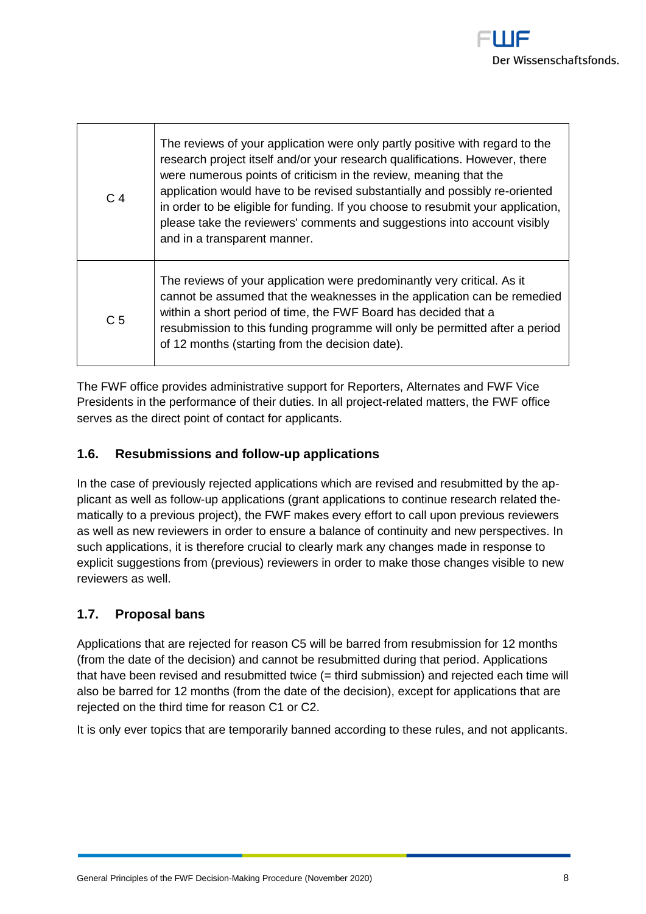| | |
|---|---|
| C 4 | The reviews of your application were only partly positive with regard to the research project itself and/or your research qualifications. However, there were numerous points of criticism in the review, meaning that the application would have to be revised substantially and possibly re-oriented in order to be eligible for funding. If you choose to resubmit your application, please take the reviewers' comments and suggestions into account visibly and in a transparent manner. |
| C 5 | The reviews of your application were predominantly very critical. As it cannot be assumed that the weaknesses in the application can be remedied within a short period of time, the FWF Board has decided that a resubmission to this funding programme will only be permitted after a period of 12 months (starting from the decision date). |

The FWF office provides administrative support for Reporters, Alternates and FWF Vice Presidents in the performance of their duties. In all project-related matters, the FWF office serves as the direct point of contact for applicants.

## 1.6. Resubmissions and follow-up applications

In the case of previously rejected applications which are revised and resubmitted by the applicant as well as follow-up applications (grant applications to continue research related thematically to a previous project), the FWF makes every effort to call upon previous reviewers as well as new reviewers in order to ensure a balance of continuity and new perspectives. In such applications, it is therefore crucial to clearly mark any changes made in response to explicit suggestions from (previous) reviewers in order to make those changes visible to new reviewers as well.

## 1.7. Proposal bans

Applications that are rejected for reason C5 will be barred from resubmission for 12 months (from the date of the decision) and cannot be resubmitted during that period. Applications that have been revised and resubmitted twice (= third submission) and rejected each time will also be barred for 12 months (from the date of the decision), except for applications that are rejected on the third time for reason C1 or C2.

It is only ever topics that are temporarily banned according to these rules, and not applicants.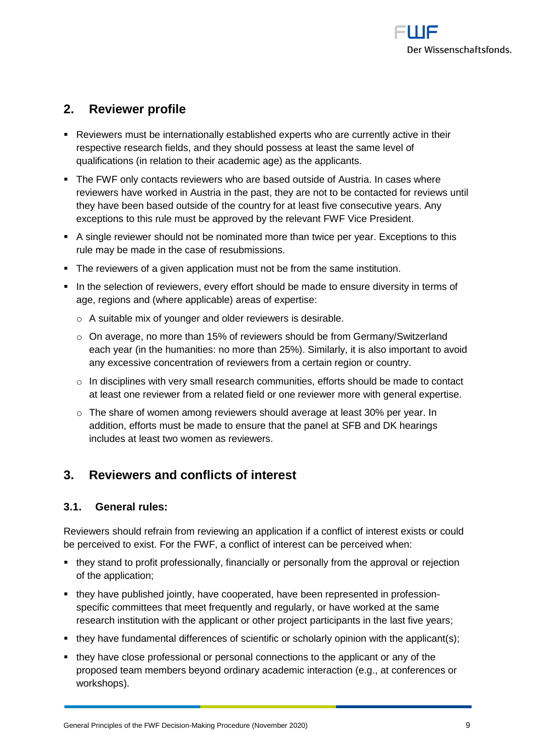## 2. Reviewer profile

- Reviewers must be internationally established experts who are currently active in their respective research fields, and they should possess at least the same level of qualifications (in relation to their academic age) as the applicants.
- The FWF only contacts reviewers who are based outside of Austria. In cases where reviewers have worked in Austria in the past, they are not to be contacted for reviews until they have been based outside of the country for at least five consecutive years. Any exceptions to this rule must be approved by the relevant FWF Vice President.
- A single reviewer should not be nominated more than twice per year. Exceptions to this rule may be made in the case of resubmissions.
- The reviewers of a given application must not be from the same institution.
- In the selection of reviewers, every effort should be made to ensure diversity in terms of age, regions and (where applicable) areas of expertise:
  - A suitable mix of younger and older reviewers is desirable.
  - On average, no more than 15% of reviewers should be from Germany/Switzerland each year (in the humanities: no more than 25%). Similarly, it is also important to avoid any excessive concentration of reviewers from a certain region or country.
  - In disciplines with very small research communities, efforts should be made to contact at least one reviewer from a related field or one reviewer more with general expertise.
  - The share of women among reviewers should average at least 30% per year. In addition, efforts must be made to ensure that the panel at SFB and DK hearings includes at least two women as reviewers.

## 3. Reviewers and conflicts of interest

### 3.1. General rules:

Reviewers should refrain from reviewing an application if a conflict of interest exists or could be perceived to exist. For the FWF, a conflict of interest can be perceived when:

- they stand to profit professionally, financially or personally from the approval or rejection of the application;
- they have published jointly, have cooperated, have been represented in profession-specific committees that meet frequently and regularly, or have worked at the same research institution with the applicant or other project participants in the last five years;
- they have fundamental differences of scientific or scholarly opinion with the applicant(s);
- they have close professional or personal connections to the applicant or any of the proposed team members beyond ordinary academic interaction (e.g., at conferences or workshops).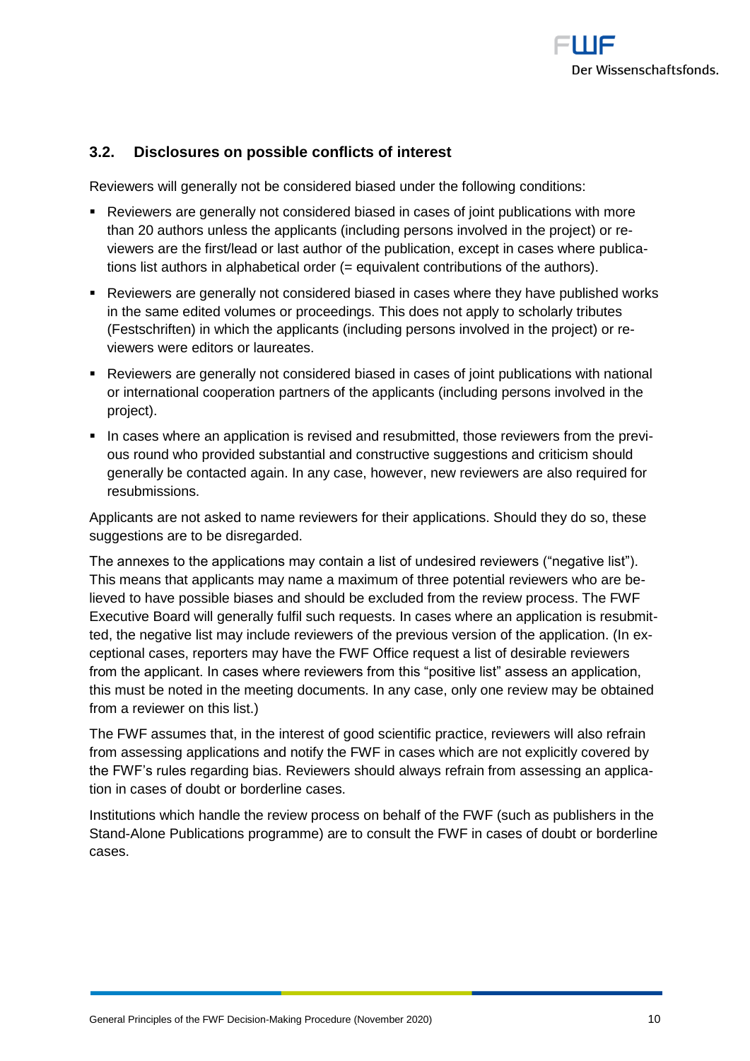### 3.2. Disclosures on possible conflicts of interest

Reviewers will generally not be considered biased under the following conditions:

- Reviewers are generally not considered biased in cases of joint publications with more than 20 authors unless the applicants (including persons involved in the project) or reviewers are the first/lead or last author of the publication, except in cases where publications list authors in alphabetical order (= equivalent contributions of the authors).
- Reviewers are generally not considered biased in cases where they have published works in the same edited volumes or proceedings. This does not apply to scholarly tributes (Festschriften) in which the applicants (including persons involved in the project) or reviewers were editors or laureates.
- Reviewers are generally not considered biased in cases of joint publications with national or international cooperation partners of the applicants (including persons involved in the project).
- In cases where an application is revised and resubmitted, those reviewers from the previous round who provided substantial and constructive suggestions and criticism should generally be contacted again. In any case, however, new reviewers are also required for resubmissions.

Applicants are not asked to name reviewers for their applications. Should they do so, these suggestions are to be disregarded.

The annexes to the applications may contain a list of undesired reviewers ("negative list"). This means that applicants may name a maximum of three potential reviewers who are believed to have possible biases and should be excluded from the review process. The FWF Executive Board will generally fulfil such requests. In cases where an application is resubmitted, the negative list may include reviewers of the previous version of the application. (In exceptional cases, reporters may have the FWF Office request a list of desirable reviewers from the applicant. In cases where reviewers from this "positive list" assess an application, this must be noted in the meeting documents. In any case, only one review may be obtained from a reviewer on this list.)

The FWF assumes that, in the interest of good scientific practice, reviewers will also refrain from assessing applications and notify the FWF in cases which are not explicitly covered by the FWF's rules regarding bias. Reviewers should always refrain from assessing an application in cases of doubt or borderline cases.

Institutions which handle the review process on behalf of the FWF (such as publishers in the Stand-Alone Publications programme) are to consult the FWF in cases of doubt or borderline cases.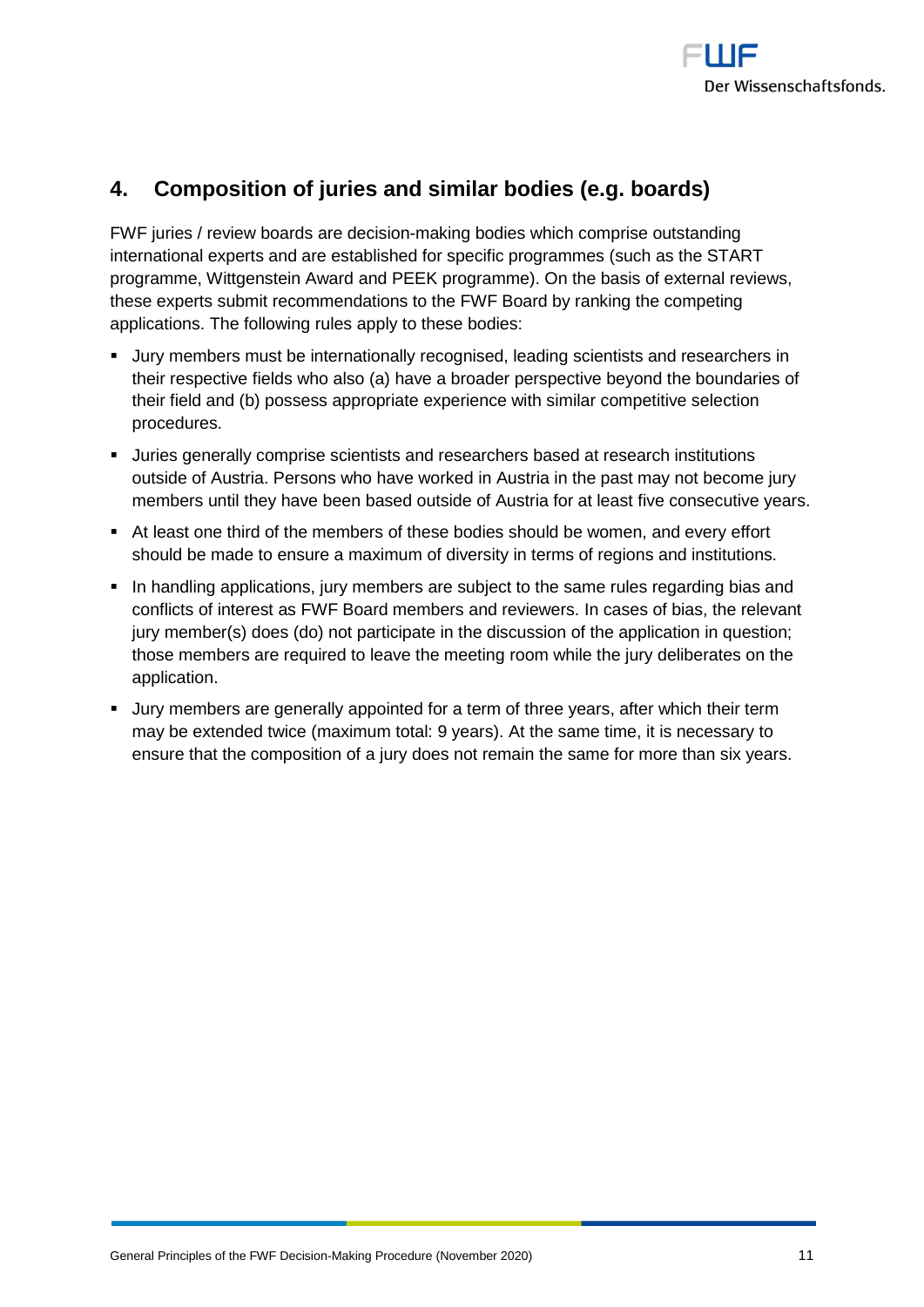## 4. Composition of juries and similar bodies (e.g. boards)

FWF juries / review boards are decision-making bodies which comprise outstanding international experts and are established for specific programmes (such as the START programme, Wittgenstein Award and PEEK programme). On the basis of external reviews, these experts submit recommendations to the FWF Board by ranking the competing applications. The following rules apply to these bodies:

- Jury members must be internationally recognised, leading scientists and researchers in their respective fields who also (a) have a broader perspective beyond the boundaries of their field and (b) possess appropriate experience with similar competitive selection procedures.
- Juries generally comprise scientists and researchers based at research institutions outside of Austria. Persons who have worked in Austria in the past may not become jury members until they have been based outside of Austria for at least five consecutive years.
- At least one third of the members of these bodies should be women, and every effort should be made to ensure a maximum of diversity in terms of regions and institutions.
- In handling applications, jury members are subject to the same rules regarding bias and conflicts of interest as FWF Board members and reviewers. In cases of bias, the relevant jury member(s) does (do) not participate in the discussion of the application in question; those members are required to leave the meeting room while the jury deliberates on the application.
- Jury members are generally appointed for a term of three years, after which their term may be extended twice (maximum total: 9 years). At the same time, it is necessary to ensure that the composition of a jury does not remain the same for more than six years.